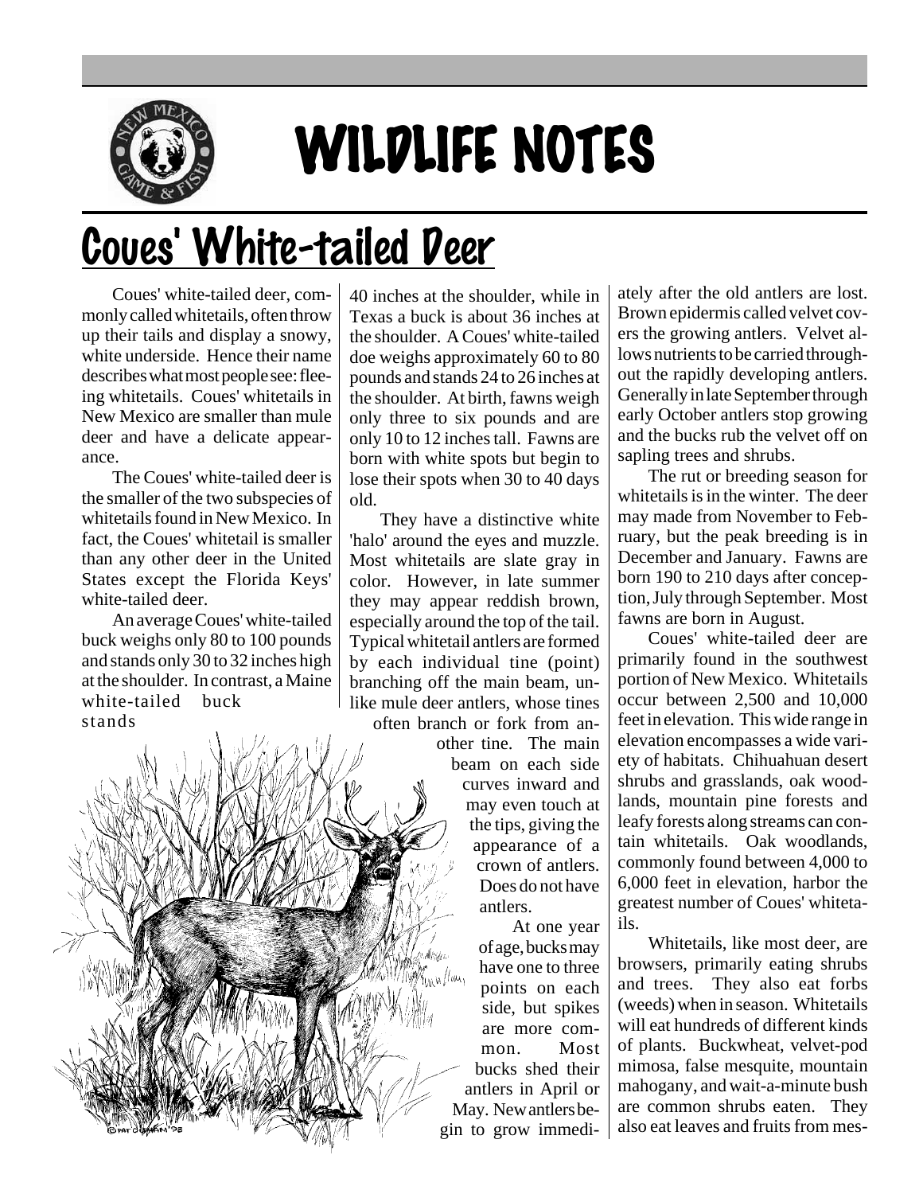# WILDLIFE NOTES

## Coues' White-tailed Deer

Coues' white-tailed deer, commonly called whitetails, often throw up their tails and display a snowy, white underside. Hence their name describes what most people see: fleeing whitetails. Coues' whitetails in New Mexico are smaller than mule deer and have a delicate appearance.

The Coues' white-tailed deer is the smaller of the two subspecies of whitetails found in New Mexico. In fact, the Coues' whitetail is smaller than any other deer in the United States except the Florida Keys' white-tailed deer.

An average Coues' white-tailed buck weighs only 80 to 100 pounds and stands only 30 to 32 inches high at the shoulder. In contrast, a Maine white-tailed buck stands 40 inches at the shoulder, while in Texas a buck is about 36 inches at the shoulder. A Coues' white-tailed doe weighs approximately 60 to 80 pounds and stands 24 to 26 inches at the shoulder. At birth, fawns weigh only three to six pounds and are only 10 to 12 inches tall. Fawns are born with white spots but begin to lose their spots when 30 to 40 days old.

They have a distinctive white 'halo' around the eyes and muzzle. Most whitetails are slate gray in color. However, in late summer they may appear reddish brown, especially around the top of the tail. Typical whitetail antlers are formed by each individual tine (point) branching off the main beam, unlike mule deer antlers, whose tines often branch or fork from another tine. The main beam on each side curves inward and may even touch at the tips, giving the appearance of a crown of antlers. Does do not have antlers.

At one year of age, bucks may have one to three points on each side, but spikes are more common. Most bucks shed their antlers in April or May. New antlers begin to grow immediately after the old antlers are lost. Brown epidermis called velvet covers the growing antlers. Velvet allows nutrients to be carried throughout the rapidly developing antlers. Generally in late September through early October antlers stop growing and the bucks rub the velvet off on sapling trees and shrubs.

The rut or breeding season for whitetails is in the winter. The deer may made from November to February, but the peak breeding is in December and January. Fawns are born 190 to 210 days after conception, July through September. Most fawns are born in August.

Coues' white-tailed deer are primarily found in the southwest portion of New Mexico. Whitetails occur between 2,500 and 10,000 feet in elevation. This wide range in elevation encompasses a wide variety of habitats. Chihuahuan desert shrubs and grasslands, oak woodlands, mountain pine forests and leafy forests along streams can contain whitetails. Oak woodlands, commonly found between 4,000 to 6,000 feet in elevation, harbor the greatest number of Coues' whitetails.

Whitetails, like most deer, are browsers, primarily eating shrubs and trees. They also eat forbs (weeds) when in season. Whitetails will eat hundreds of different kinds of plants. Buckwheat, velvet-pod mimosa, false mesquite, mountain mahogany, and wait-a-minute bush are common shrubs eaten. They also eat leaves and fruits from mes-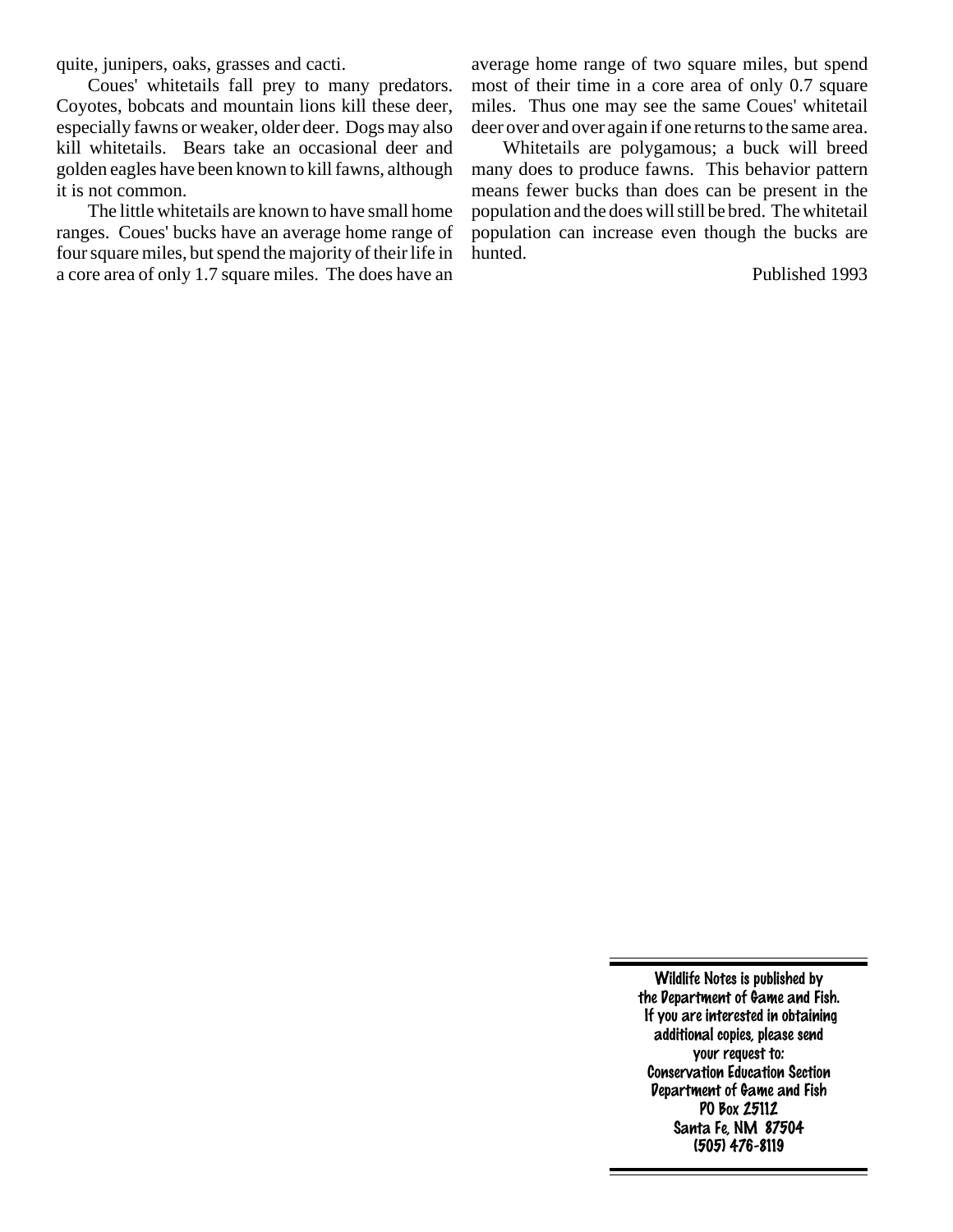quite, junipers, oaks, grasses and cacti.

Coues' whitetails fall prey to many predators. Coyotes, bobcats and mountain lions kill these deer, especially fawns or weaker, older deer. Dogs may also kill whitetails. Bears take an occasional deer and golden eagles have been known to kill fawns, although it is not common.

The little whitetails are known to have small home ranges. Coues' bucks have an average home range of four square miles, but spend the majority of their life in a core area of only 1.7 square miles. The does have an average home range of two square miles, but spend most of their time in a core area of only 0.7 square miles. Thus one may see the same Coues' whitetail deer over and over again if one returns to the same area.

Whitetails are polygamous; a buck will breed many does to produce fawns. This behavior pattern means fewer bucks than does can be present in the population and the does will still be bred. The whitetail population can increase even though the bucks are hunted.

Published 1993

---

Wildlife Notes is published by
the Department of Game and Fish.
If you are interested in obtaining
additional copies, please send
your request to:
Conservation Education Section
Department of Game and Fish
PO Box 25112
Santa Fe, NM 87504
(505) 476-8119